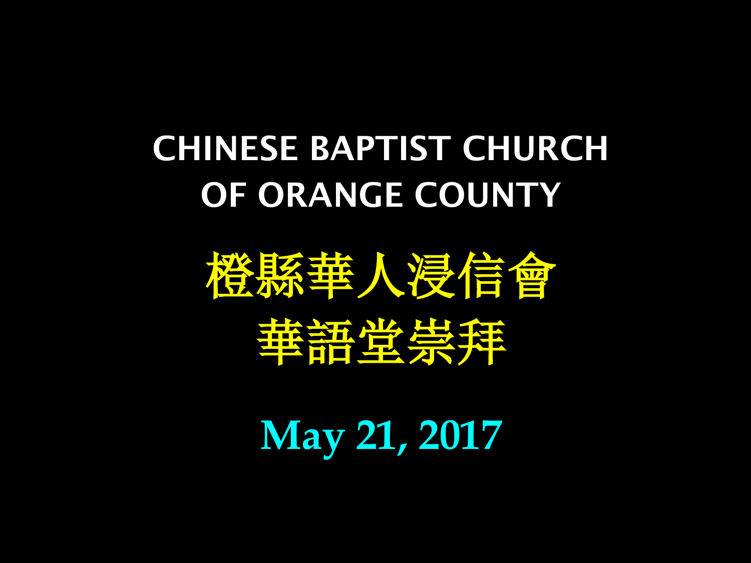# CHINESE BAPTIST CHURCH OF ORANGE COUNTY

# 橙縣華人浸信會
# 華語堂崇拜

**May 21, 2017**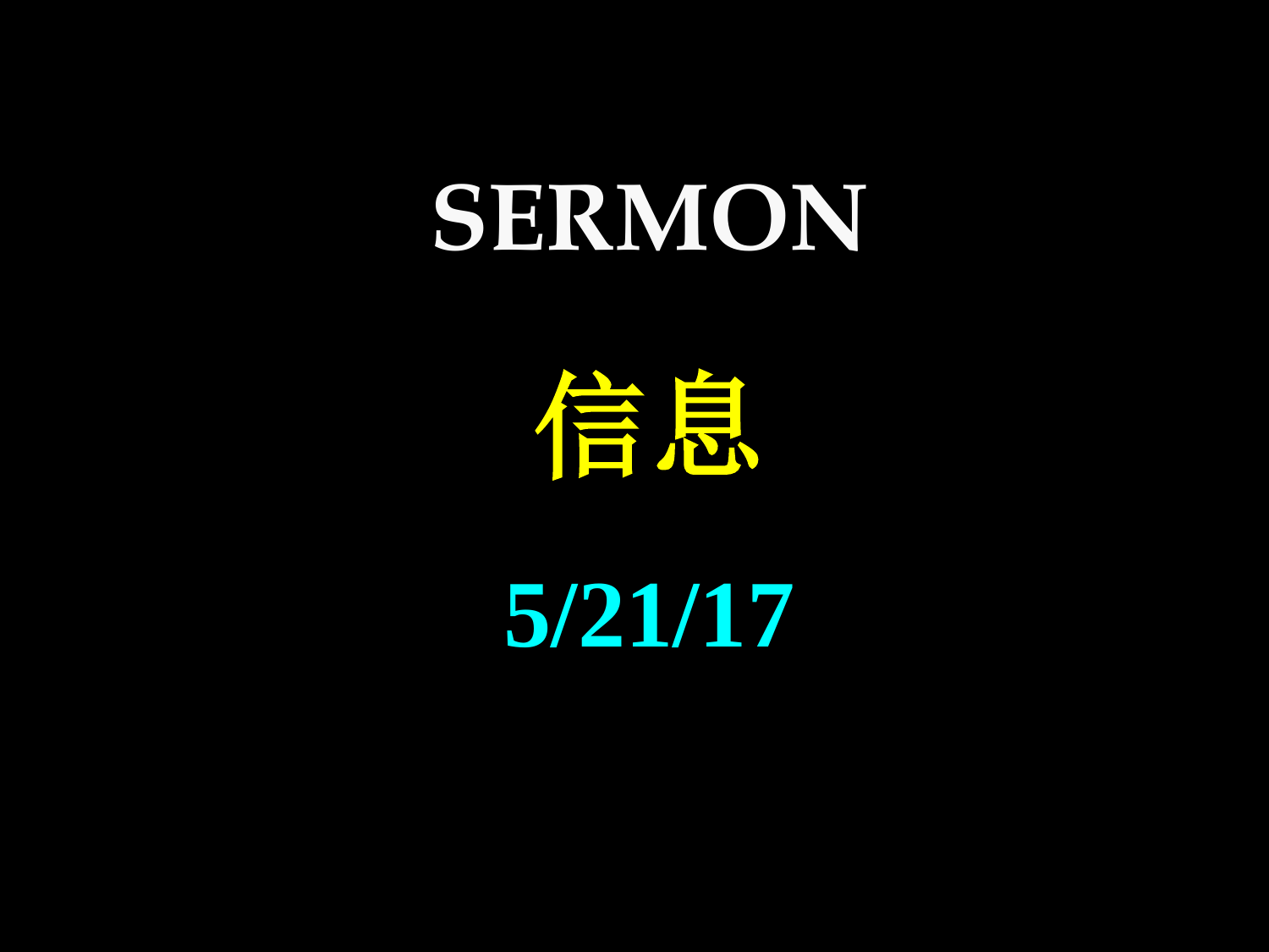# SERMON

# 信息

# 5/21/17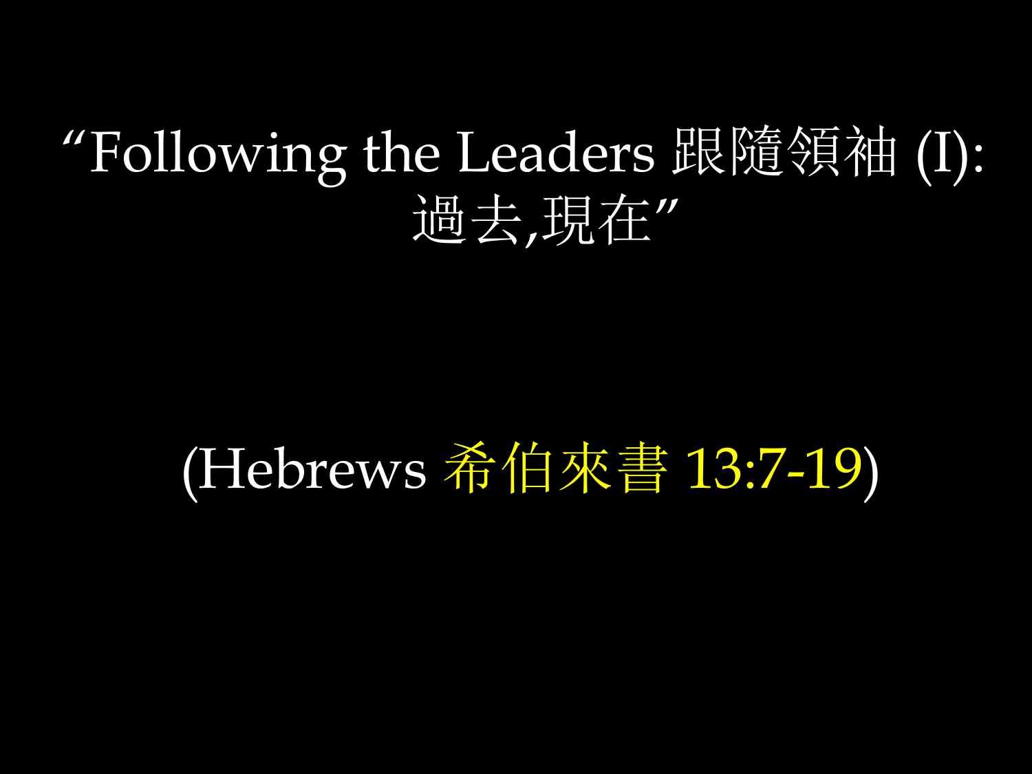# “Following the Leaders 跟隨領袖 (I): 過去,現在”

(Hebrews 希伯來書 13:7-19)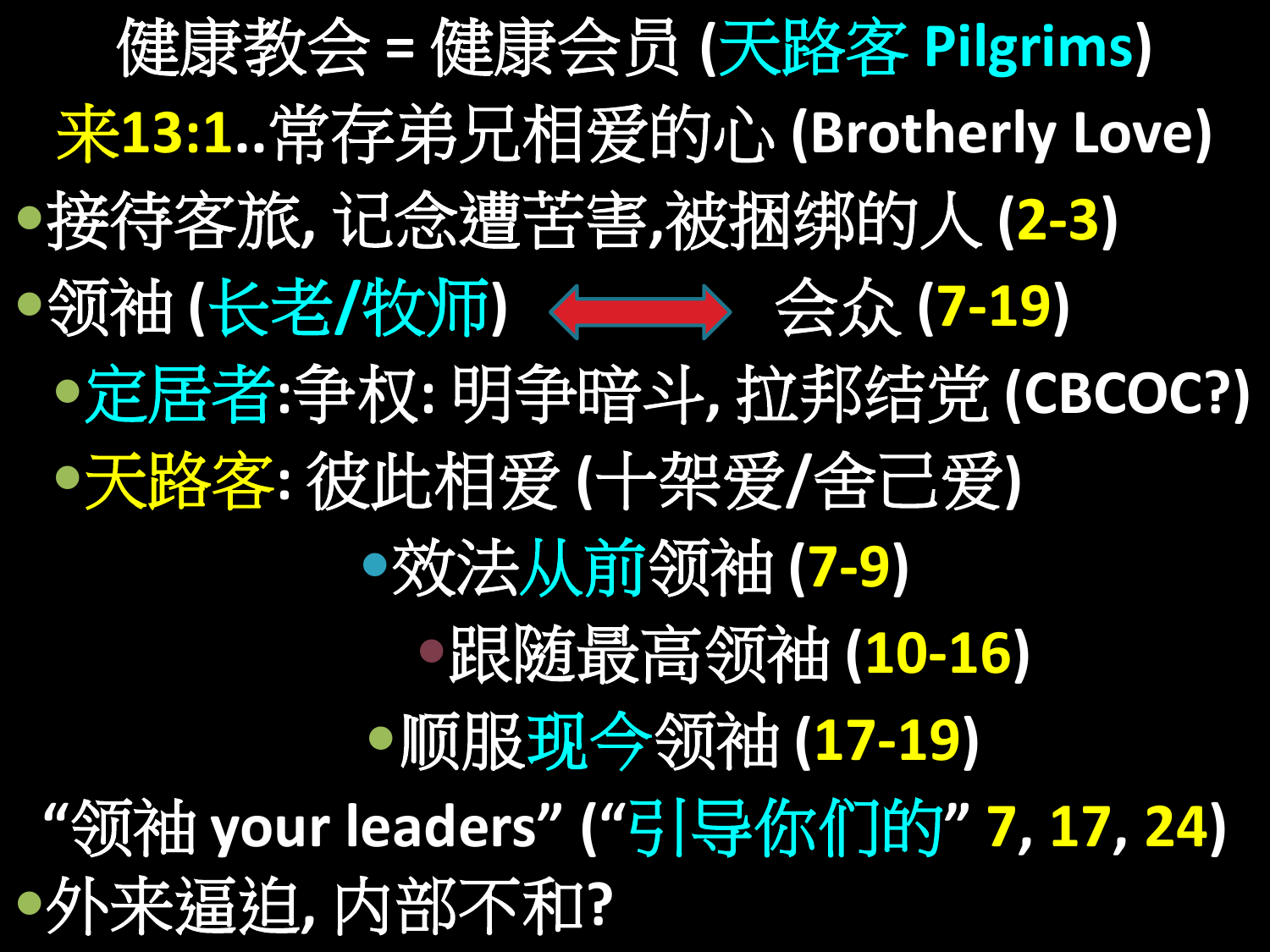# 健康教会 = 健康会员 (天路客 Pilgrims)

来13:1..常存弟兄相爱的心 (Brotherly Love)

- 接待客旅, 记念遭苦害,被捆绑的人 (2-3)
- 领袖 (长老/牧师) ⟷ 会众 (7-19)
  - 定居者:争权: 明争暗斗, 拉邦结党 (CBCOC?)
  - 天路客: 彼此相爱 (十架爱/舍己爱)
    - 效法从前领袖 (7-9)
    - 跟随最高领袖 (10-16)
    - 顺服现今领袖 (17-19)

"领袖 your leaders" ("引导你们的" 7, 17, 24)

- 外来逼迫, 内部不和?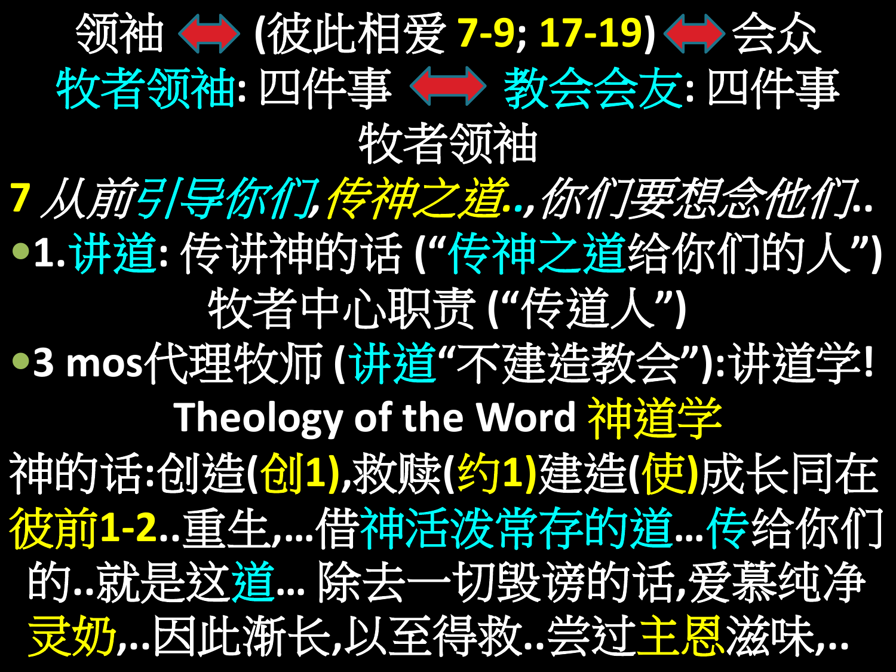领袖 ⟺ (彼此相爱 7-9; 17-19) ⟺ 会众

牧者领袖: 四件事 ⟺ 教会会友: 四件事

牧者领袖

*7 从前引导你们,传神之道..,你们要想念他们..*

- 1. 讲道: 传讲神的话 (“传神之道给你们的人”)

牧者中心职责 (“传道人”)

- 3 mos代理牧师 (讲道“不建造教会”):讲道学!

**Theology of the Word 神道学**

神的话:创造(创1),救赎(约1)建造(使)成长同在彼前1-2..重生,…借神活泼常存的道…传给你们的..就是这道… 除去一切毁谤的话,爱慕纯净灵奶,..因此渐长,以至得救..尝过主恩滋味,..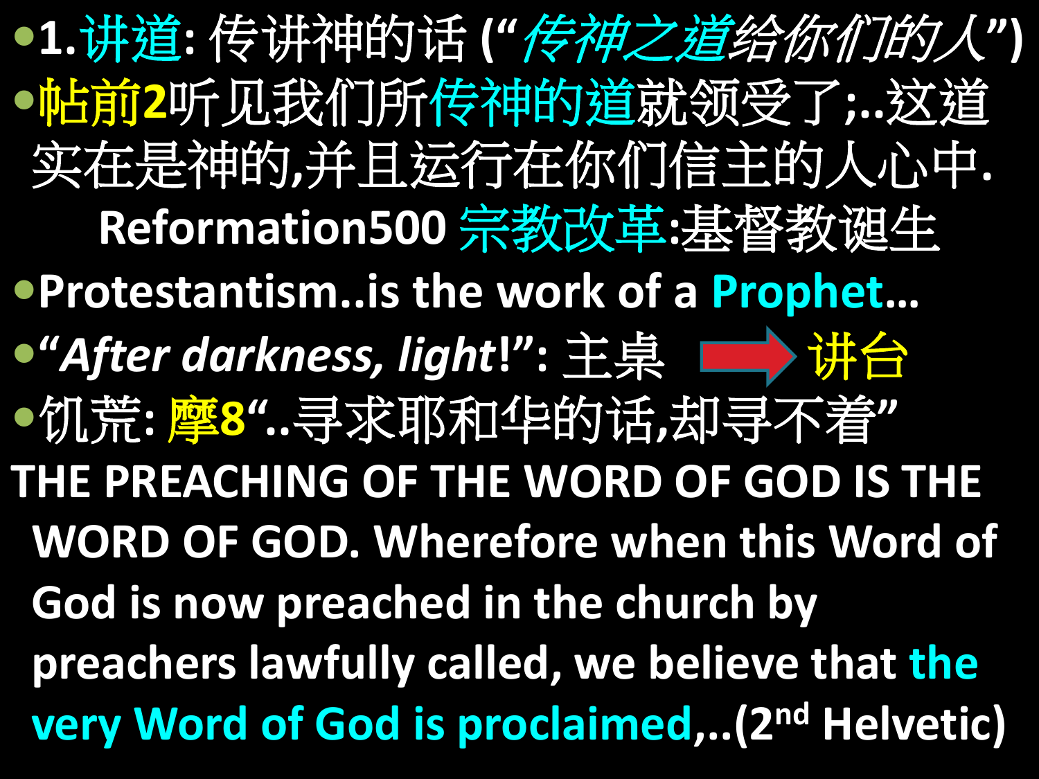- 1. 讲道: 传讲神的话 (“*传神之道给你们的人*”)
- 帖前2听见我们所传神的道就领受了;..这道实在是神的,并且运行在你们信主的人心中.

Reformation500 宗教改革:基督教诞生

- Protestantism..is the work of a Prophet…
- “*After darkness, light*!”: 主桌 ➡ 讲台
- 饥荒: 摩8“..寻求耶和华的话,却寻不着”

THE PREACHING OF THE WORD OF GOD IS THE WORD OF GOD. Wherefore when this Word of God is now preached in the church by preachers lawfully called, we believe that the very Word of God is proclaimed,..(2nd Helvetic)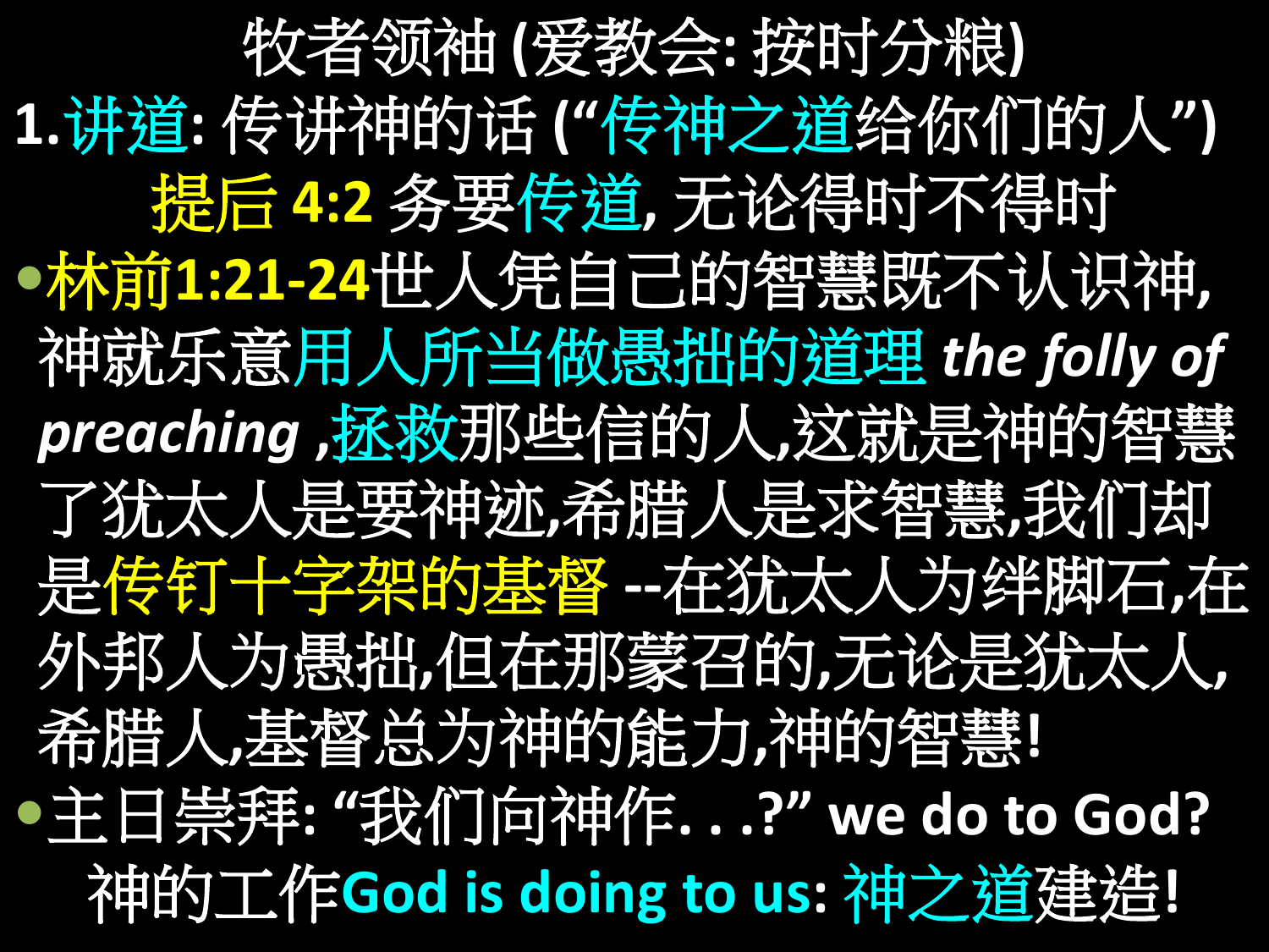# 牧者领袖 (爱教会: 按时分粮)

1. 讲道: 传讲神的话 (“传神之道给你们的人”)

提后 4:2 务要传道, 无论得时不得时

- 林前1:21-24世人凭自己的智慧既不认识神, 神就乐意用人所当做愚拙的道理 ***the folly of preaching*** ,拯救那些信的人,这就是神的智慧了犹太人是要神迹,希腊人是求智慧,我们却是传钉十字架的基督 --在犹太人为绊脚石,在外邦人为愚拙,但在那蒙召的,无论是犹太人,希腊人,基督总为神的能力,神的智慧!
- 主日崇拜: “我们向神作. . .?” **we do to God?**

神的工作**God is doing to us**: 神之道建造!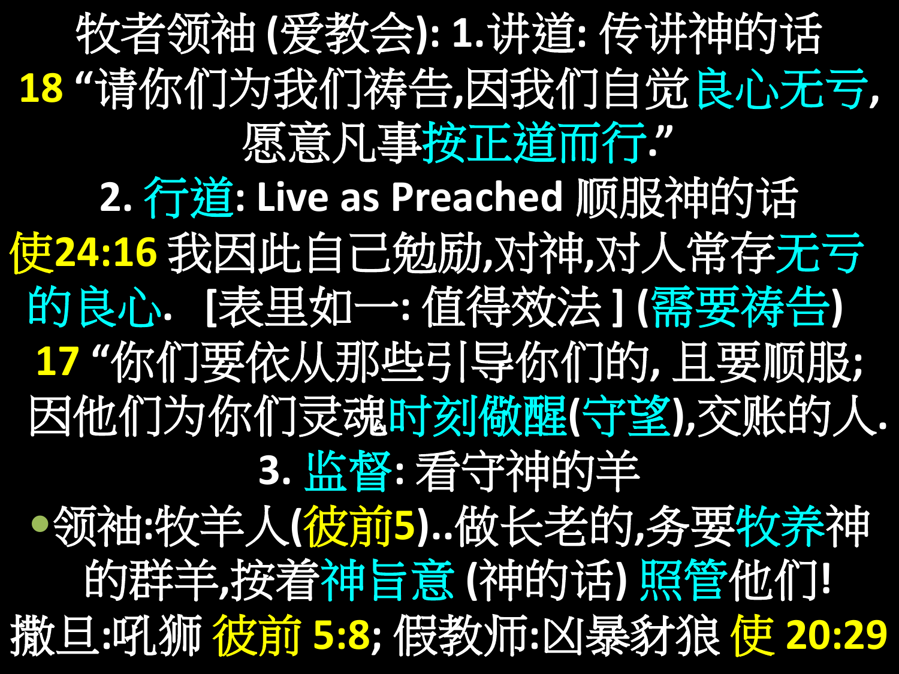# 牧者领袖 (爱教会): 1.讲道: 传讲神的话

**18** “请你们为我们祷告,因我们自觉良心无亏, 愿意凡事按正道而行.”

## 2. 行道: Live as Preached 顺服神的话

**使24:16** 我因此自己勉励,对神,对人常存无亏的良心. [表里如一: 值得效法 ] (需要祷告)

**17** “你们要依从那些引导你们的, 且要顺服; 因他们为你们灵魂时刻儆醒(守望),交账的人.

## 3. 监督: 看守神的羊

- 领袖:牧羊人(彼前5)..做长老的,务要牧养神的群羊,按着神旨意 (神的话) 照管他们!

撒旦:吼狮 彼前 5:8; 假教师:凶暴豺狼 使 20:29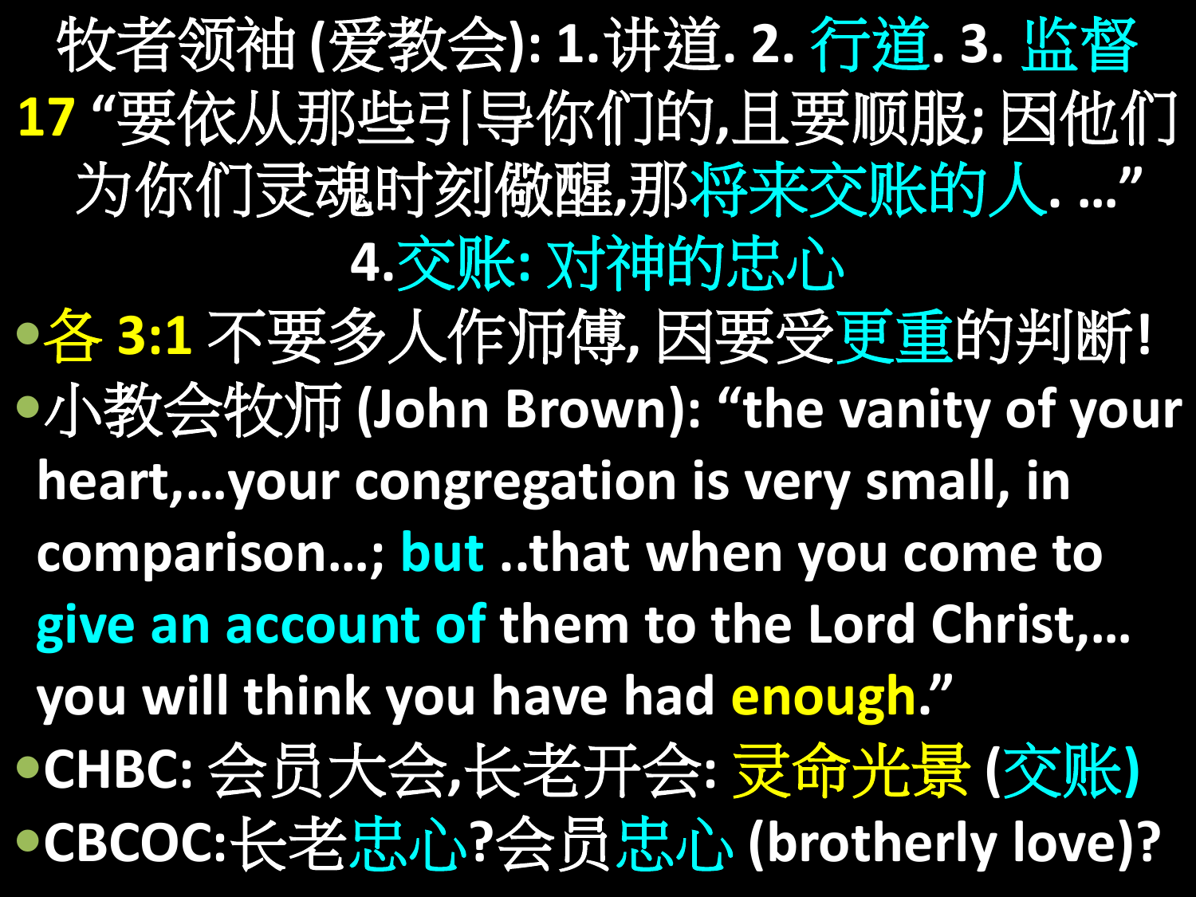# 牧者领袖 (爱教会): 1. 讲道. 2. 行道. 3. 监督

**17** "要依从那些引导你们的,且要顺服; 因他们为你们灵魂时刻儆醒,那将来交账的人. …"

## 4.交账: 对神的忠心

- 各 3:1 不要多人作师傅, 因要受更重的判断!
- 小教会牧师 (John Brown): "the vanity of your heart,…your congregation is very small, in comparison…; but ..that when you come to give an account of them to the Lord Christ,… you will think you have had enough."
- CHBC: 会员大会,长老开会: 灵命光景 (交账)
- CBCOC:长老忠心?会员忠心 (brotherly love)?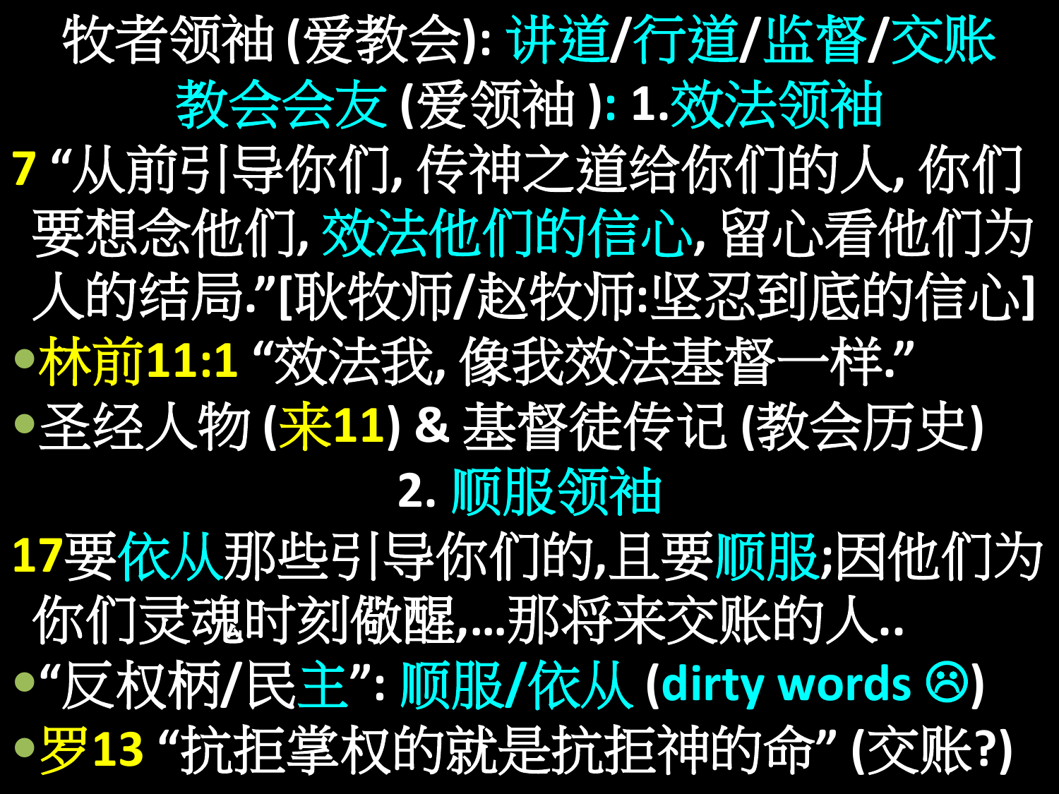牧者领袖 (爱教会): 讲道/行道/监督/交账

教会会友 (爱领袖 ): 1.效法领袖

7 “从前引导你们, 传神之道给你们的人, 你们要想念他们, 效法他们的信心, 留心看他们为人的结局.”[耿牧师/赵牧师:坚忍到底的信心]

- 林前11:1 “效法我, 像我效法基督一样.”
- 圣经人物 (来11) & 基督徒传记 (教会历史)

2. 顺服领袖

17要依从那些引导你们的,且要顺服;因他们为你们灵魂时刻儆醒,...那将来交账的人..

- “反权柄/民主”: 顺服/依从 (dirty words ☹)
- 罗13 “抗拒掌权的就是抗拒神的命” (交账?)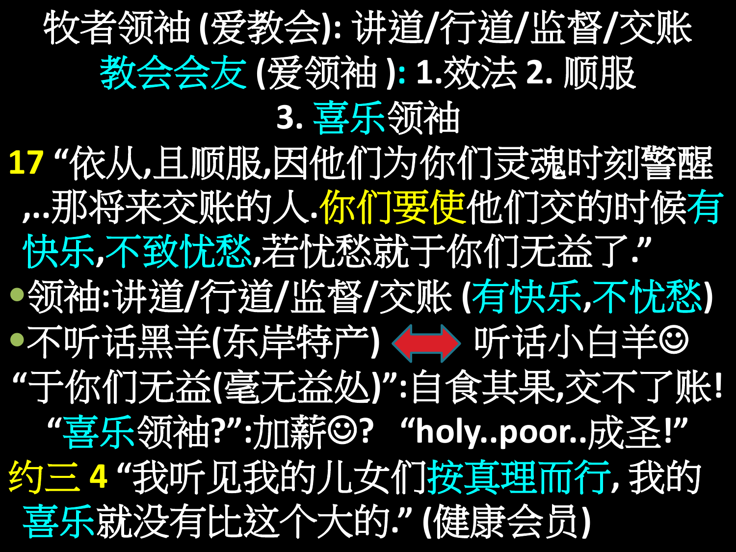# 牧者领袖 (爱教会): 讲道/行道/监督/交账

## 教会会友 (爱领袖 ): 1.效法 2. 顺服 3. 喜乐领袖

**17** “依从,且顺服,因他们为你们灵魂时刻警醒,...那将来交账的人.你们要使他们交的时候有快乐,不致忧愁,若忧愁就于你们无益了.”

- 领袖:讲道/行道/监督/交账 (有快乐,不忧愁)
- 不听话黑羊(东岸特产) ⟺ 听话小白羊☺

“于你们无益(毫无益处)”:自食其果,交不了账!

“喜乐领袖?”:加薪☺? “holy..poor..成圣!”

约三 **4** “我听见我的儿女们按真理而行, 我的喜乐就没有比这个大的.” (健康会员)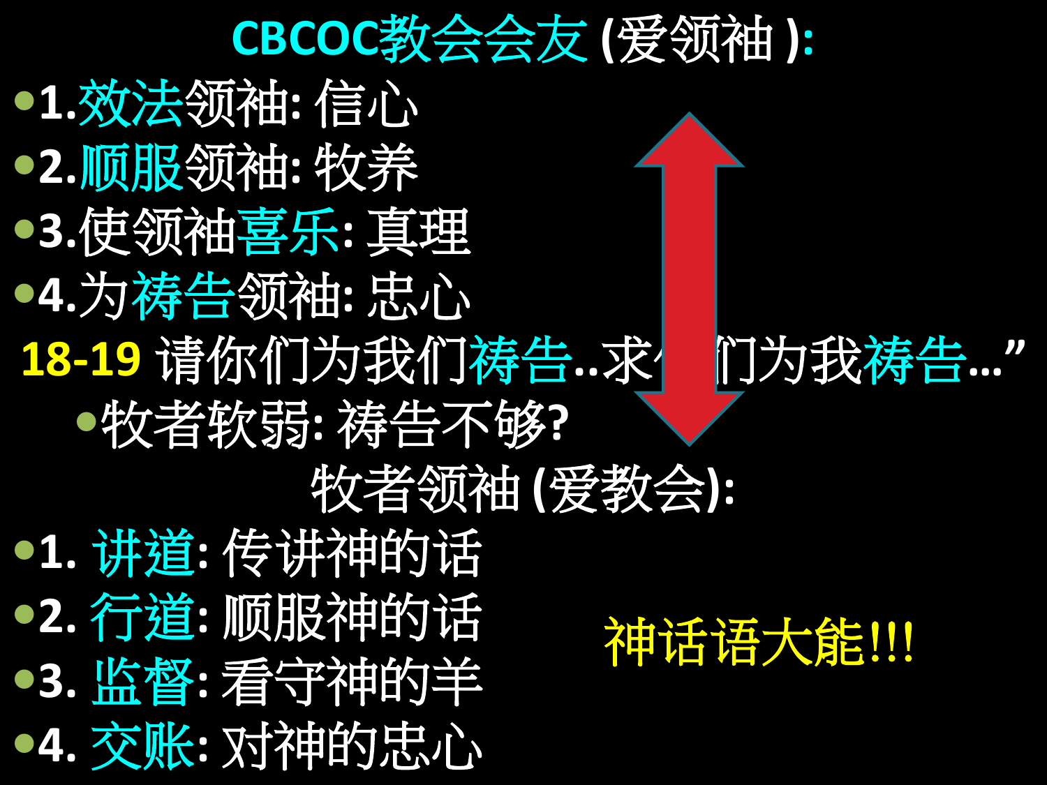# CBCOC教会会友 (爱领袖 ):

- 1.效法领袖: 信心
- 2.顺服领袖: 牧养
- 3.使领袖喜乐: 真理
- 4.为祷告领袖: 忠心

**18-19** 请你们为我们祷告..求你们为我祷告…”

- 牧者软弱: 祷告不够?

## 牧者领袖 (爱教会):

- 1. 讲道: 传讲神的话
- 2. 行道: 顺服神的话
- 3. 监督: 看守神的羊
- 4. 交账: 对神的忠心

神话语大能!!!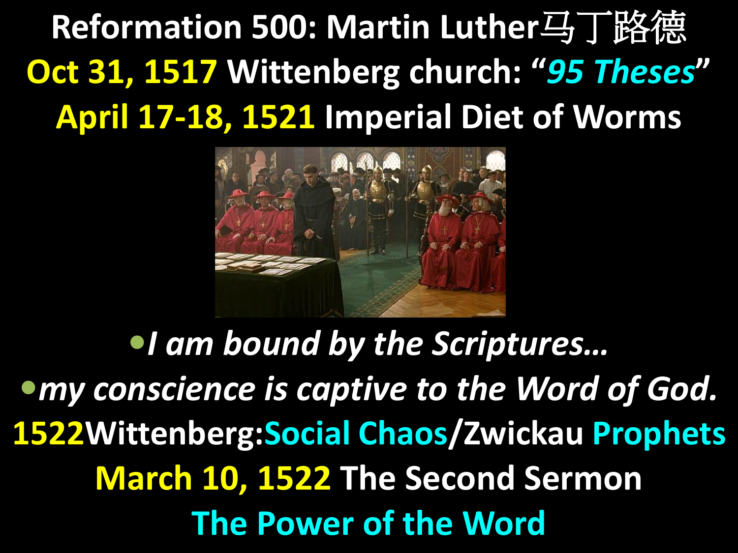# Reformation 500: Martin Luther马丁路德

**Oct 31, 1517** Wittenberg church: "*95 Theses*"

**April 17-18, 1521** Imperial Diet of Worms

- *I am bound by the Scriptures…*
- *my conscience is captive to the Word of God.*

**1522**Wittenberg:Social Chaos/Zwickau Prophets

**March 10, 1522** The Second Sermon

The Power of the Word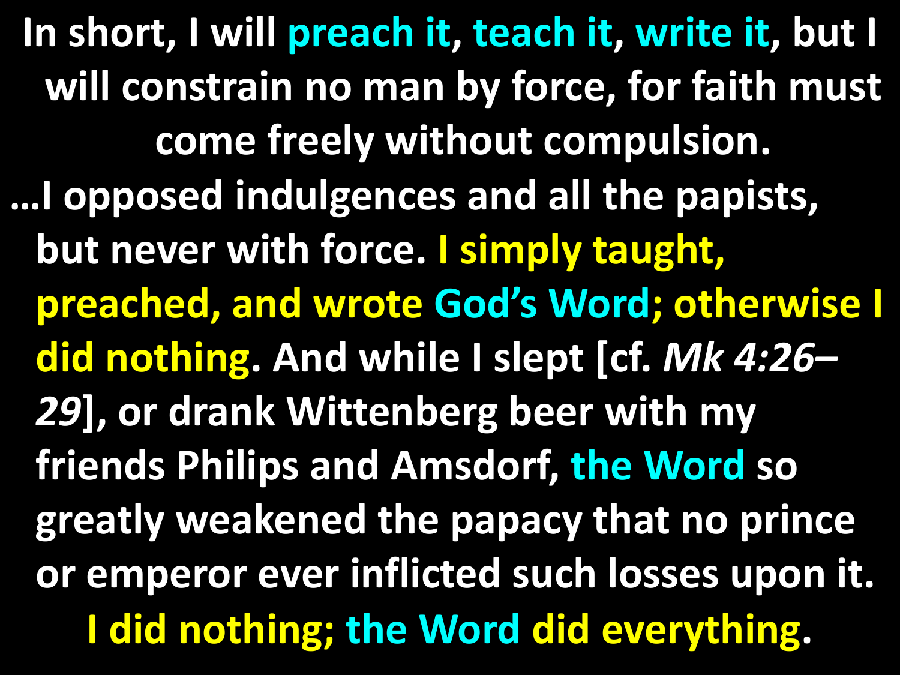In short, I will preach it, teach it, write it, but I will constrain no man by force, for faith must come freely without compulsion.

…I opposed indulgences and all the papists, but never with force. I simply taught, preached, and wrote God's Word; otherwise I did nothing. And while I slept [cf. *Mk 4:26–29*], or drank Wittenberg beer with my friends Philips and Amsdorf, the Word so greatly weakened the papacy that no prince or emperor ever inflicted such losses upon it. I did nothing; the Word did everything.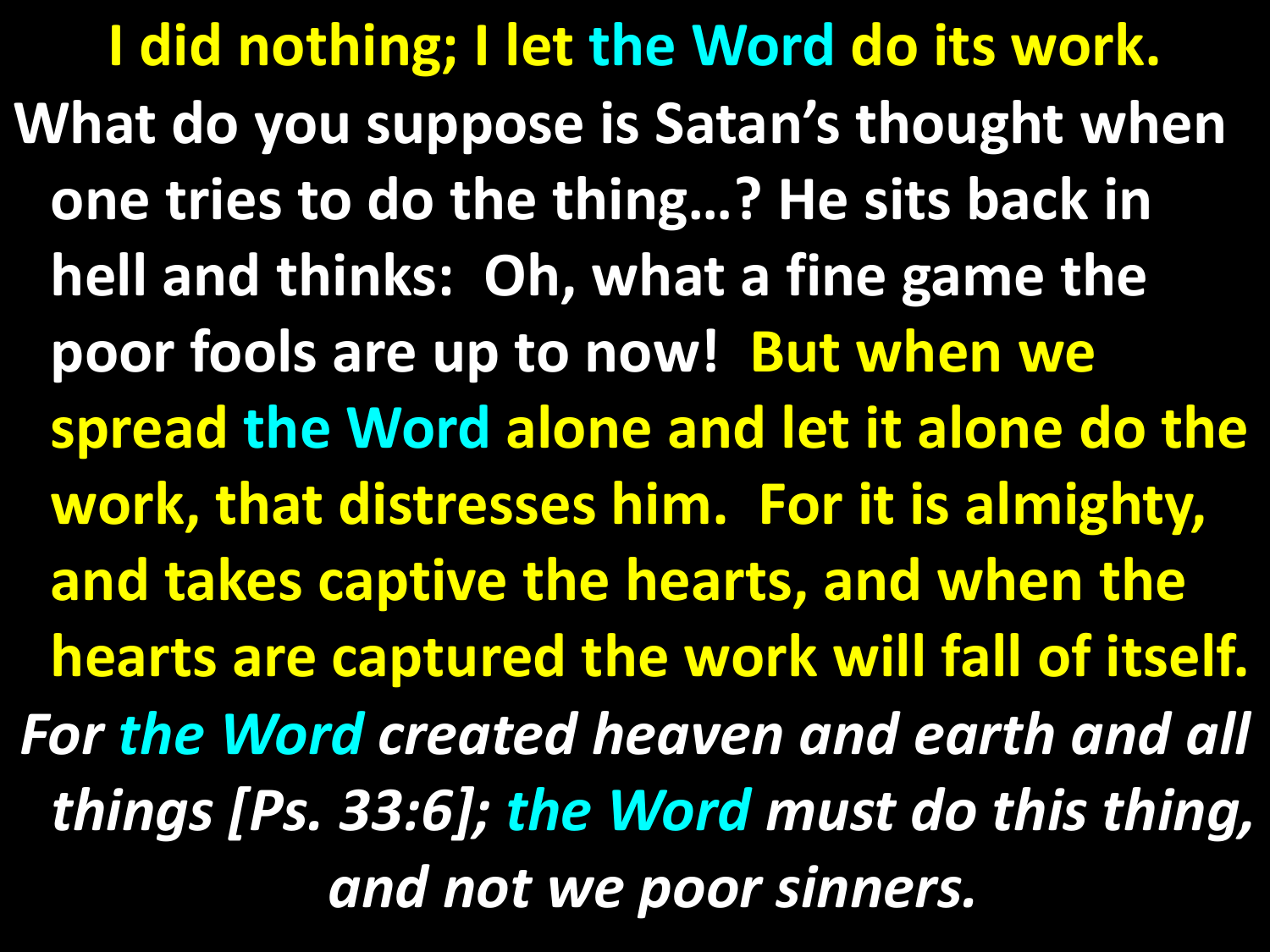**I did nothing; I let the Word do its work.**

**What do you suppose is Satan's thought when one tries to do the thing…? He sits back in hell and thinks: Oh, what a fine game the poor fools are up to now! But when we spread the Word alone and let it alone do the work, that distresses him. For it is almighty, and takes captive the hearts, and when the hearts are captured the work will fall of itself.**

***For the Word created heaven and earth and all things [Ps. 33:6]; the Word must do this thing, and not we poor sinners.***